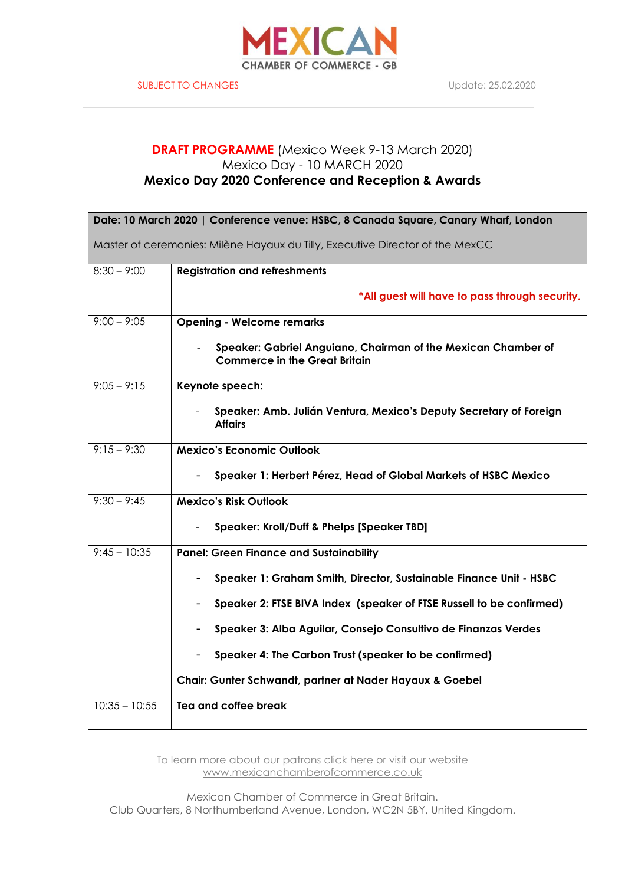MEXICAN
CHAMBER OF COMMERCE - GB

SUBJECT TO CHANGES

Update: 25.02.2020

# **DRAFT PROGRAMME** (Mexico Week 9-13 March 2020)

Mexico Day - 10 MARCH 2020

## Mexico Day 2020 Conference and Reception & Awards

| **Date: 10 March 2020 \| Conference venue: HSBC, 8 Canada Square, Canary Wharf, London**<br><br>Master of ceremonies: Milène Hayaux du Tilly, Executive Director of the MexCC | |
|---|---|
| 8:30 – 9:00 | **Registration and refreshments**<br><br>***All guest will have to pass through security.** |
| 9:00 – 9:05 | **Opening - Welcome remarks**<br><br>- **Speaker: Gabriel Anguiano, Chairman of the Mexican Chamber of Commerce in the Great Britain** |
| 9:05 – 9:15 | **Keynote speech:**<br><br>- **Speaker: Amb. Julián Ventura, Mexico's Deputy Secretary of Foreign Affairs** |
| 9:15 – 9:30 | **Mexico's Economic Outlook**<br><br>- **Speaker 1: Herbert Pérez, Head of Global Markets of HSBC Mexico** |
| 9:30 – 9:45 | **Mexico's Risk Outlook**<br><br>- **Speaker: Kroll/Duff & Phelps [Speaker TBD]** |
| 9:45 – 10:35 | **Panel: Green Finance and Sustainability**<br><br>- **Speaker 1: Graham Smith, Director, Sustainable Finance Unit - HSBC**<br>- **Speaker 2: FTSE BIVA Index (speaker of FTSE Russell to be confirmed)**<br>- **Speaker 3: Alba Aguilar, Consejo Consultivo de Finanzas Verdes**<br>- **Speaker 4: The Carbon Trust (speaker to be confirmed)**<br><br>**Chair: Gunter Schwandt, partner at Nader Hayaux & Goebel** |
| 10:35 – 10:55 | **Tea and coffee break** |

To learn more about our patrons click here or visit our website www.mexicanchamberofcommerce.co.uk

Mexican Chamber of Commerce in Great Britain.
Club Quarters, 8 Northumberland Avenue, London, WC2N 5BY, United Kingdom.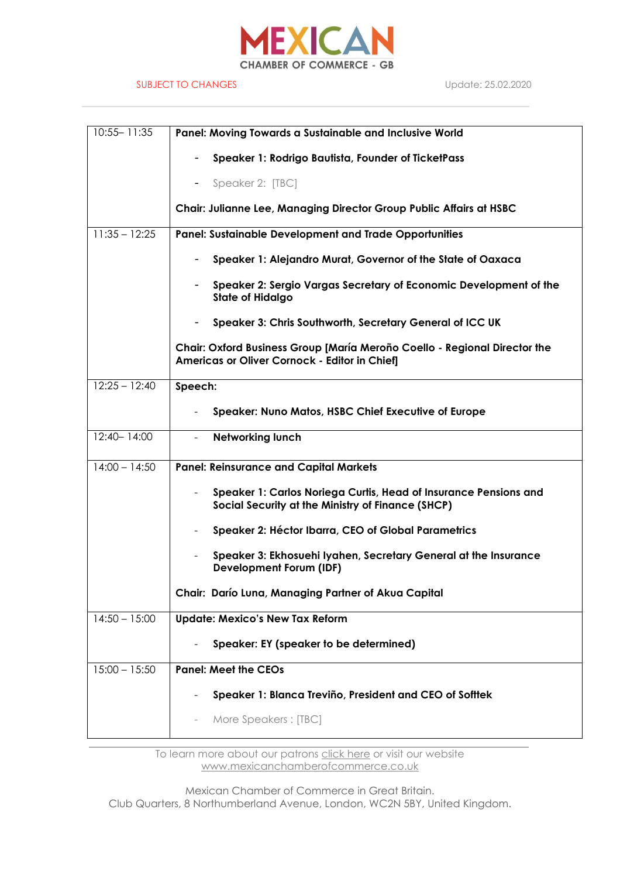SUBJECT TO CHANGES

Update: 25.02.2020

| | |
|---|---|
| 10:55– 11:35 | **Panel: Moving Towards a Sustainable and Inclusive World**<br><br>- **Speaker 1: Rodrigo Bautista, Founder of TicketPass**<br>- Speaker 2: [TBC]<br><br>**Chair: Julianne Lee, Managing Director Group Public Affairs at HSBC** |
| 11:35 – 12:25 | **Panel: Sustainable Development and Trade Opportunities**<br><br>- **Speaker 1: Alejandro Murat, Governor of the State of Oaxaca**<br>- **Speaker 2: Sergio Vargas Secretary of Economic Development of the State of Hidalgo**<br>- **Speaker 3: Chris Southworth, Secretary General of ICC UK**<br><br>**Chair: Oxford Business Group [María Meroño Coello - Regional Director the Americas or Oliver Cornock - Editor in Chief]** |
| 12:25 – 12:40 | **Speech:**<br><br>- **Speaker: Nuno Matos, HSBC Chief Executive of Europe** |
| 12:40– 14:00 | - **Networking lunch** |
| 14:00 – 14:50 | **Panel: Reinsurance and Capital Markets**<br><br>- **Speaker 1: Carlos Noriega Curtis, Head of Insurance Pensions and Social Security at the Ministry of Finance (SHCP)**<br>- **Speaker 2: Héctor Ibarra, CEO of Global Parametrics**<br>- **Speaker 3: Ekhosuehi Iyahen, Secretary General at the Insurance Development Forum (IDF)**<br><br>**Chair: Darío Luna, Managing Partner of Akua Capital** |
| 14:50 – 15:00 | **Update: Mexico's New Tax Reform**<br><br>- **Speaker: EY (speaker to be determined)** |
| 15:00 – 15:50 | **Panel: Meet the CEOs**<br><br>- **Speaker 1: Blanca Treviño, President and CEO of Softtek**<br>- More Speakers : [TBC] |

To learn more about our patrons click here or visit our website www.mexicanchamberofcommerce.co.uk

Mexican Chamber of Commerce in Great Britain.
Club Quarters, 8 Northumberland Avenue, London, WC2N 5BY, United Kingdom.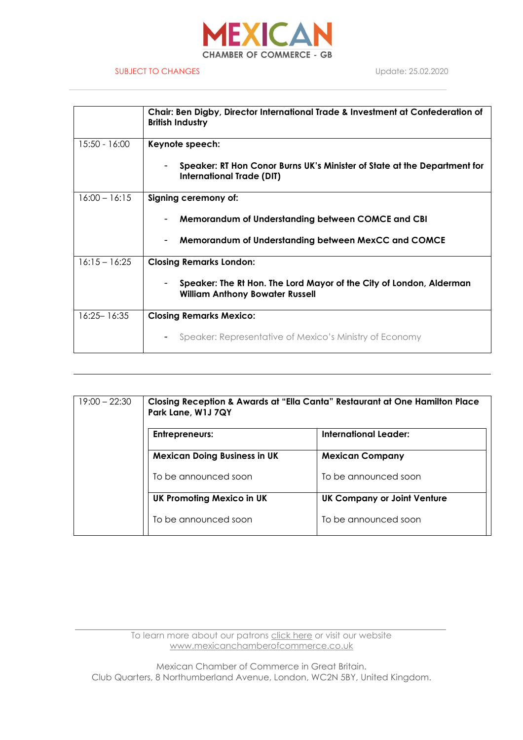MEXICAN CHAMBER OF COMMERCE - GB

SUBJECT TO CHANGES

Update: 25.02.2020

| | **Chair: Ben Digby, Director International Trade & Investment at Confederation of British Industry** |
|---|---|
| 15:50 - 16:00 | **Keynote speech:**<br>- **Speaker: RT Hon Conor Burns UK's Minister of State at the Department for International Trade (DIT)** |
| 16:00 – 16:15 | **Signing ceremony of:**<br>- **Memorandum of Understanding between COMCE and CBI**<br>- **Memorandum of Understanding between MexCC and COMCE** |
| 16:15 – 16:25 | **Closing Remarks London:**<br>- **Speaker: The Rt Hon. The Lord Mayor of the City of London, Alderman William Anthony Bowater Russell** |
| 16:25– 16:35 | **Closing Remarks Mexico:**<br>- Speaker: Representative of Mexico's Ministry of Economy |

| | | |
|---|---|---|
| 19:00 – 22:30 | **Closing Reception & Awards at "Ella Canta" Restaurant at One Hamilton Place Park Lane, W1J 7QY** | |
| | **Entrepreneurs:** | **International Leader:** |
| | **Mexican Doing Business in UK**<br>To be announced soon | **Mexican Company**<br>To be announced soon |
| | **UK Promoting Mexico in UK**<br>To be announced soon | **UK Company or Joint Venture**<br>To be announced soon |

To learn more about our patrons click here or visit our website www.mexicanchamberofcommerce.co.uk

Mexican Chamber of Commerce in Great Britain.
Club Quarters, 8 Northumberland Avenue, London, WC2N 5BY, United Kingdom.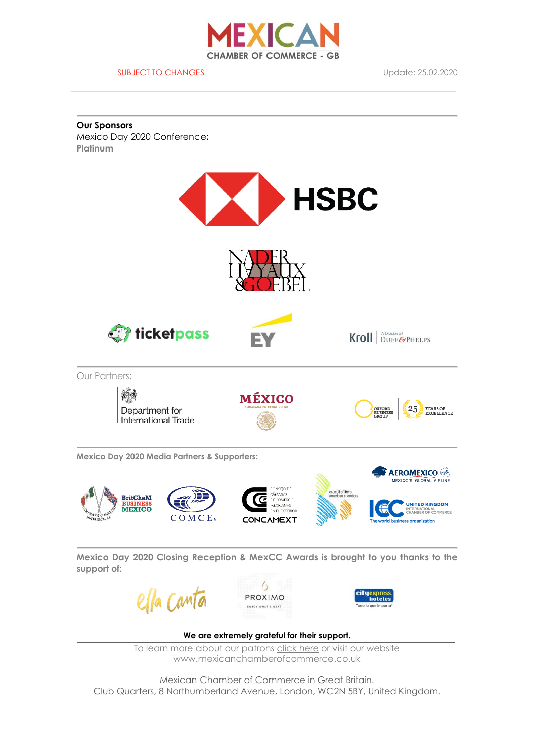SUBJECT TO CHANGES

Update: 25.02.2020

**Our Sponsors**

Mexico Day 2020 Conference:

**Platinum**

Our Partners:

**Mexico Day 2020 Media Partners & Supporters:**

**Mexico Day 2020 Closing Reception & MexCC Awards is brought to you thanks to the support of:**

**We are extremely grateful for their support.**

To learn more about our patrons click here or visit our website www.mexicanchamberofcommerce.co.uk

Mexican Chamber of Commerce in Great Britain.
Club Quarters, 8 Northumberland Avenue, London, WC2N 5BY, United Kingdom.